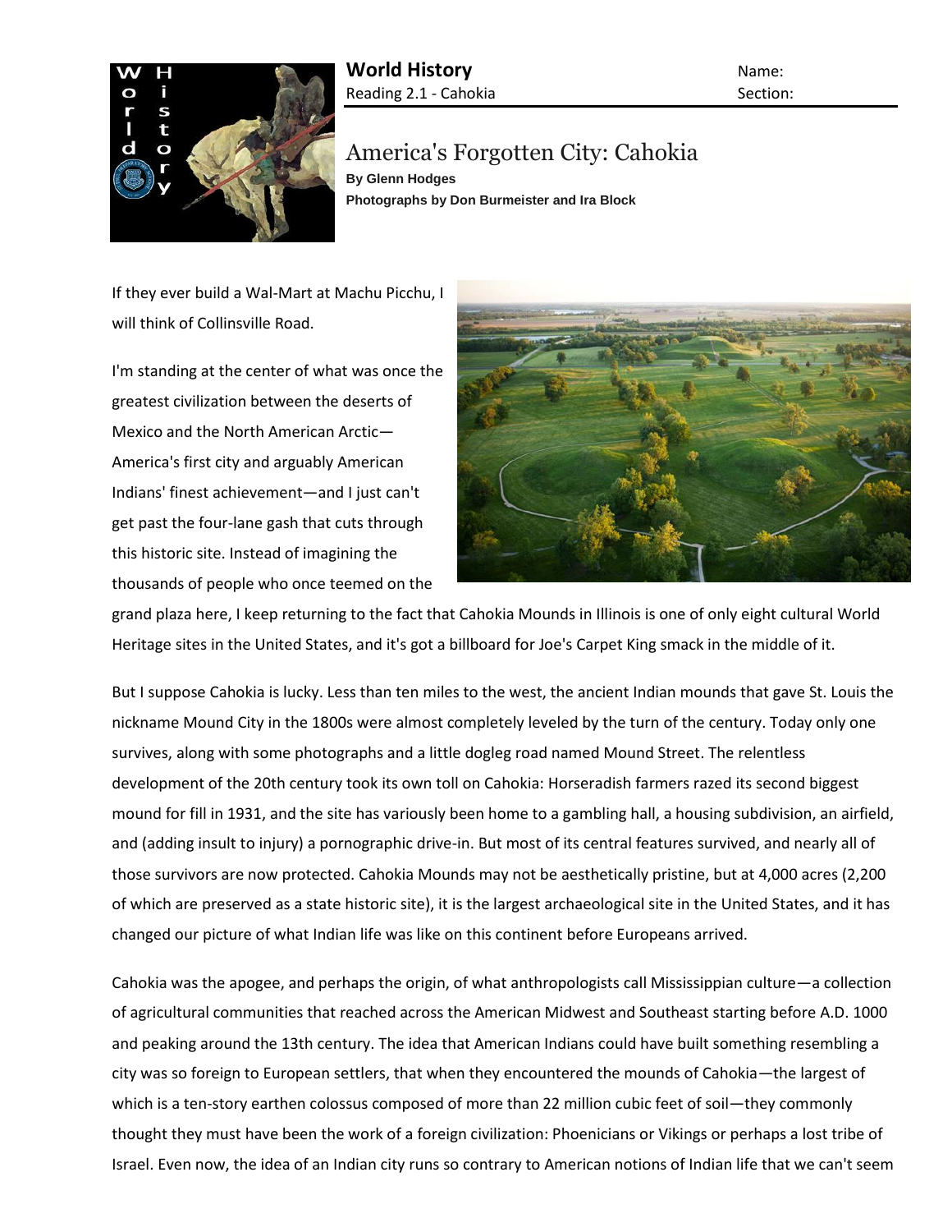**World History**
Reading 2.1 - Cahokia

Name:
Section:

# America's Forgotten City: Cahokia

**By Glenn Hodges**
**Photographs by Don Burmeister and Ira Block**

If they ever build a Wal-Mart at Machu Picchu, I will think of Collinsville Road.

I'm standing at the center of what was once the greatest civilization between the deserts of Mexico and the North American Arctic—America's first city and arguably American Indians' finest achievement—and I just can't get past the four-lane gash that cuts through this historic site. Instead of imagining the thousands of people who once teemed on the grand plaza here, I keep returning to the fact that Cahokia Mounds in Illinois is one of only eight cultural World Heritage sites in the United States, and it's got a billboard for Joe's Carpet King smack in the middle of it.

But I suppose Cahokia is lucky. Less than ten miles to the west, the ancient Indian mounds that gave St. Louis the nickname Mound City in the 1800s were almost completely leveled by the turn of the century. Today only one survives, along with some photographs and a little dogleg road named Mound Street. The relentless development of the 20th century took its own toll on Cahokia: Horseradish farmers razed its second biggest mound for fill in 1931, and the site has variously been home to a gambling hall, a housing subdivision, an airfield, and (adding insult to injury) a pornographic drive-in. But most of its central features survived, and nearly all of those survivors are now protected. Cahokia Mounds may not be aesthetically pristine, but at 4,000 acres (2,200 of which are preserved as a state historic site), it is the largest archaeological site in the United States, and it has changed our picture of what Indian life was like on this continent before Europeans arrived.

Cahokia was the apogee, and perhaps the origin, of what anthropologists call Mississippian culture—a collection of agricultural communities that reached across the American Midwest and Southeast starting before A.D. 1000 and peaking around the 13th century. The idea that American Indians could have built something resembling a city was so foreign to European settlers, that when they encountered the mounds of Cahokia—the largest of which is a ten-story earthen colossus composed of more than 22 million cubic feet of soil—they commonly thought they must have been the work of a foreign civilization: Phoenicians or Vikings or perhaps a lost tribe of Israel. Even now, the idea of an Indian city runs so contrary to American notions of Indian life that we can't seem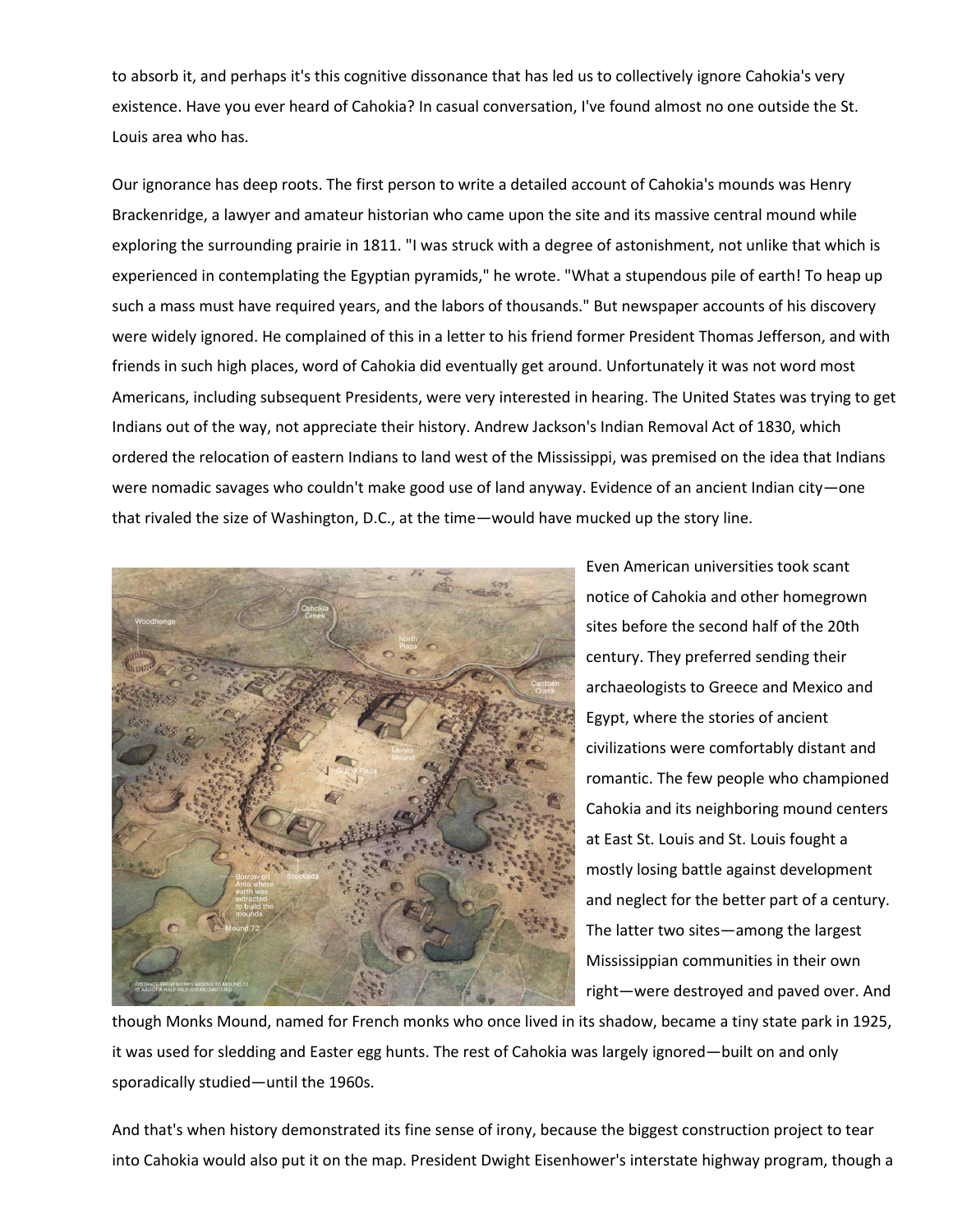to absorb it, and perhaps it's this cognitive dissonance that has led us to collectively ignore Cahokia's very existence. Have you ever heard of Cahokia? In casual conversation, I've found almost no one outside the St. Louis area who has.

Our ignorance has deep roots. The first person to write a detailed account of Cahokia's mounds was Henry Brackenridge, a lawyer and amateur historian who came upon the site and its massive central mound while exploring the surrounding prairie in 1811. "I was struck with a degree of astonishment, not unlike that which is experienced in contemplating the Egyptian pyramids," he wrote. "What a stupendous pile of earth! To heap up such a mass must have required years, and the labors of thousands." But newspaper accounts of his discovery were widely ignored. He complained of this in a letter to his friend former President Thomas Jefferson, and with friends in such high places, word of Cahokia did eventually get around. Unfortunately it was not word most Americans, including subsequent Presidents, were very interested in hearing. The United States was trying to get Indians out of the way, not appreciate their history. Andrew Jackson's Indian Removal Act of 1830, which ordered the relocation of eastern Indians to land west of the Mississippi, was premised on the idea that Indians were nomadic savages who couldn't make good use of land anyway. Evidence of an ancient Indian city—one that rivaled the size of Washington, D.C., at the time—would have mucked up the story line.

Even American universities took scant notice of Cahokia and other homegrown sites before the second half of the 20th century. They preferred sending their archaeologists to Greece and Mexico and Egypt, where the stories of ancient civilizations were comfortably distant and romantic. The few people who championed Cahokia and its neighboring mound centers at East St. Louis and St. Louis fought a mostly losing battle against development and neglect for the better part of a century. The latter two sites—among the largest Mississippian communities in their own right—were destroyed and paved over. And though Monks Mound, named for French monks who once lived in its shadow, became a tiny state park in 1925, it was used for sledding and Easter egg hunts. The rest of Cahokia was largely ignored—built on and only sporadically studied—until the 1960s.

And that's when history demonstrated its fine sense of irony, because the biggest construction project to tear into Cahokia would also put it on the map. President Dwight Eisenhower's interstate highway program, though a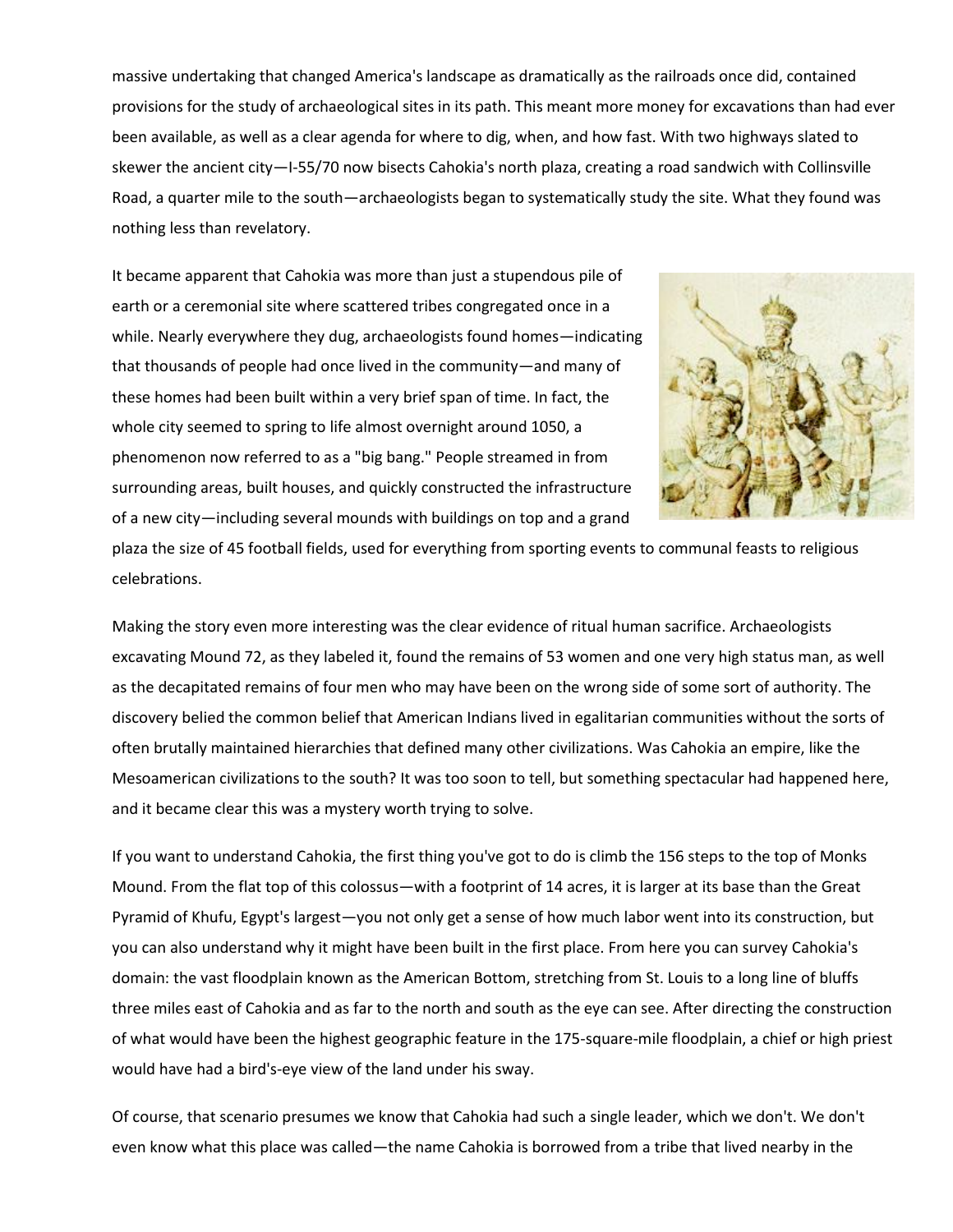massive undertaking that changed America's landscape as dramatically as the railroads once did, contained provisions for the study of archaeological sites in its path. This meant more money for excavations than had ever been available, as well as a clear agenda for where to dig, when, and how fast. With two highways slated to skewer the ancient city—I-55/70 now bisects Cahokia's north plaza, creating a road sandwich with Collinsville Road, a quarter mile to the south—archaeologists began to systematically study the site. What they found was nothing less than revelatory.

It became apparent that Cahokia was more than just a stupendous pile of earth or a ceremonial site where scattered tribes congregated once in a while. Nearly everywhere they dug, archaeologists found homes—indicating that thousands of people had once lived in the community—and many of these homes had been built within a very brief span of time. In fact, the whole city seemed to spring to life almost overnight around 1050, a phenomenon now referred to as a "big bang." People streamed in from surrounding areas, built houses, and quickly constructed the infrastructure of a new city—including several mounds with buildings on top and a grand plaza the size of 45 football fields, used for everything from sporting events to communal feasts to religious celebrations.

Making the story even more interesting was the clear evidence of ritual human sacrifice. Archaeologists excavating Mound 72, as they labeled it, found the remains of 53 women and one very high status man, as well as the decapitated remains of four men who may have been on the wrong side of some sort of authority. The discovery belied the common belief that American Indians lived in egalitarian communities without the sorts of often brutally maintained hierarchies that defined many other civilizations. Was Cahokia an empire, like the Mesoamerican civilizations to the south? It was too soon to tell, but something spectacular had happened here, and it became clear this was a mystery worth trying to solve.

If you want to understand Cahokia, the first thing you've got to do is climb the 156 steps to the top of Monks Mound. From the flat top of this colossus—with a footprint of 14 acres, it is larger at its base than the Great Pyramid of Khufu, Egypt's largest—you not only get a sense of how much labor went into its construction, but you can also understand why it might have been built in the first place. From here you can survey Cahokia's domain: the vast floodplain known as the American Bottom, stretching from St. Louis to a long line of bluffs three miles east of Cahokia and as far to the north and south as the eye can see. After directing the construction of what would have been the highest geographic feature in the 175-square-mile floodplain, a chief or high priest would have had a bird's-eye view of the land under his sway.

Of course, that scenario presumes we know that Cahokia had such a single leader, which we don't. We don't even know what this place was called—the name Cahokia is borrowed from a tribe that lived nearby in the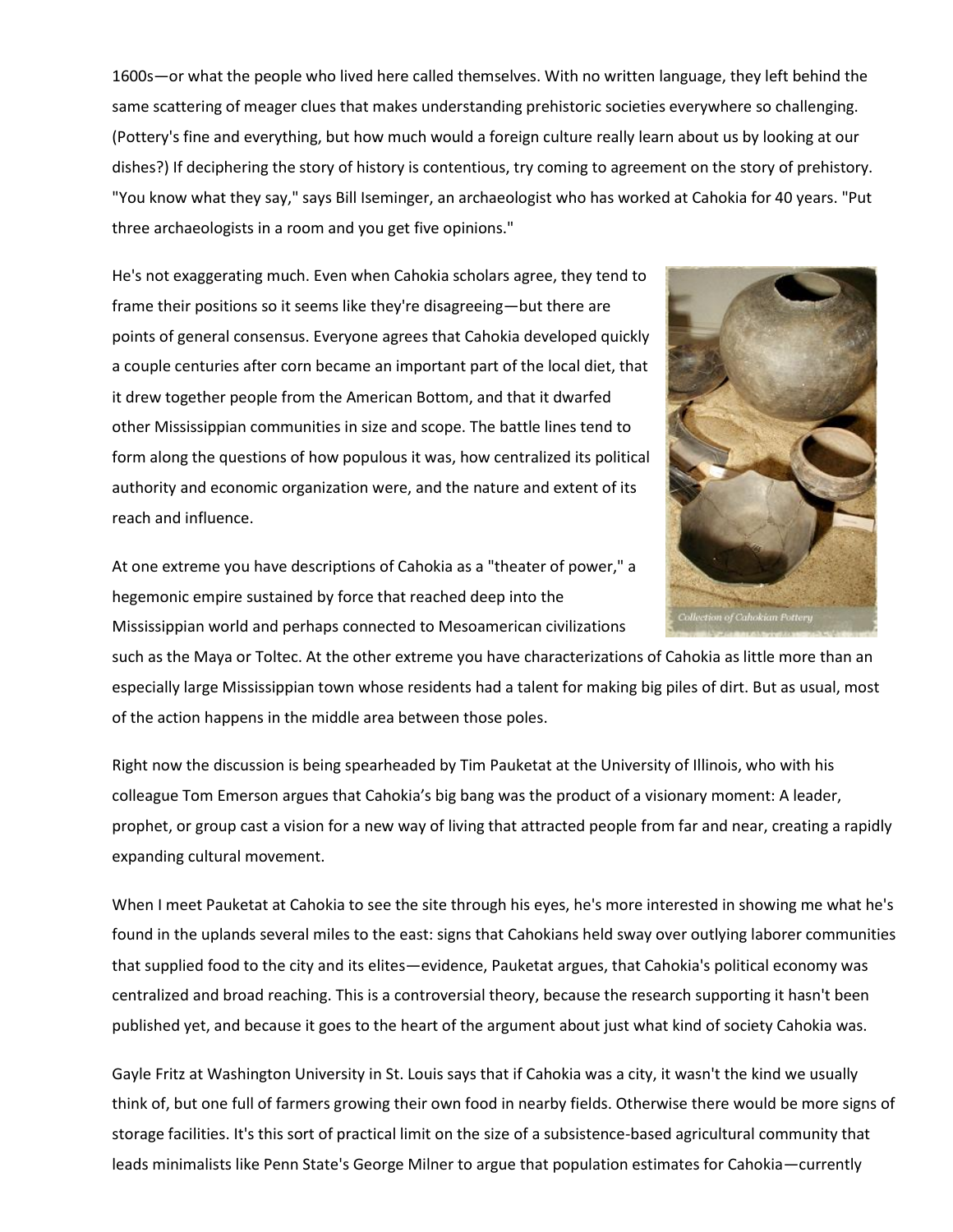1600s—or what the people who lived here called themselves. With no written language, they left behind the same scattering of meager clues that makes understanding prehistoric societies everywhere so challenging. (Pottery's fine and everything, but how much would a foreign culture really learn about us by looking at our dishes?) If deciphering the story of history is contentious, try coming to agreement on the story of prehistory. "You know what they say," says Bill Iseminger, an archaeologist who has worked at Cahokia for 40 years. "Put three archaeologists in a room and you get five opinions."

He's not exaggerating much. Even when Cahokia scholars agree, they tend to frame their positions so it seems like they're disagreeing—but there are points of general consensus. Everyone agrees that Cahokia developed quickly a couple centuries after corn became an important part of the local diet, that it drew together people from the American Bottom, and that it dwarfed other Mississippian communities in size and scope. The battle lines tend to form along the questions of how populous it was, how centralized its political authority and economic organization were, and the nature and extent of its reach and influence.

Collection of Cahokian Pottery

At one extreme you have descriptions of Cahokia as a "theater of power," a hegemonic empire sustained by force that reached deep into the Mississippian world and perhaps connected to Mesoamerican civilizations such as the Maya or Toltec. At the other extreme you have characterizations of Cahokia as little more than an especially large Mississippian town whose residents had a talent for making big piles of dirt. But as usual, most of the action happens in the middle area between those poles.

Right now the discussion is being spearheaded by Tim Pauketat at the University of Illinois, who with his colleague Tom Emerson argues that Cahokia's big bang was the product of a visionary moment: A leader, prophet, or group cast a vision for a new way of living that attracted people from far and near, creating a rapidly expanding cultural movement.

When I meet Pauketat at Cahokia to see the site through his eyes, he's more interested in showing me what he's found in the uplands several miles to the east: signs that Cahokians held sway over outlying laborer communities that supplied food to the city and its elites—evidence, Pauketat argues, that Cahokia's political economy was centralized and broad reaching. This is a controversial theory, because the research supporting it hasn't been published yet, and because it goes to the heart of the argument about just what kind of society Cahokia was.

Gayle Fritz at Washington University in St. Louis says that if Cahokia was a city, it wasn't the kind we usually think of, but one full of farmers growing their own food in nearby fields. Otherwise there would be more signs of storage facilities. It's this sort of practical limit on the size of a subsistence-based agricultural community that leads minimalists like Penn State's George Milner to argue that population estimates for Cahokia—currently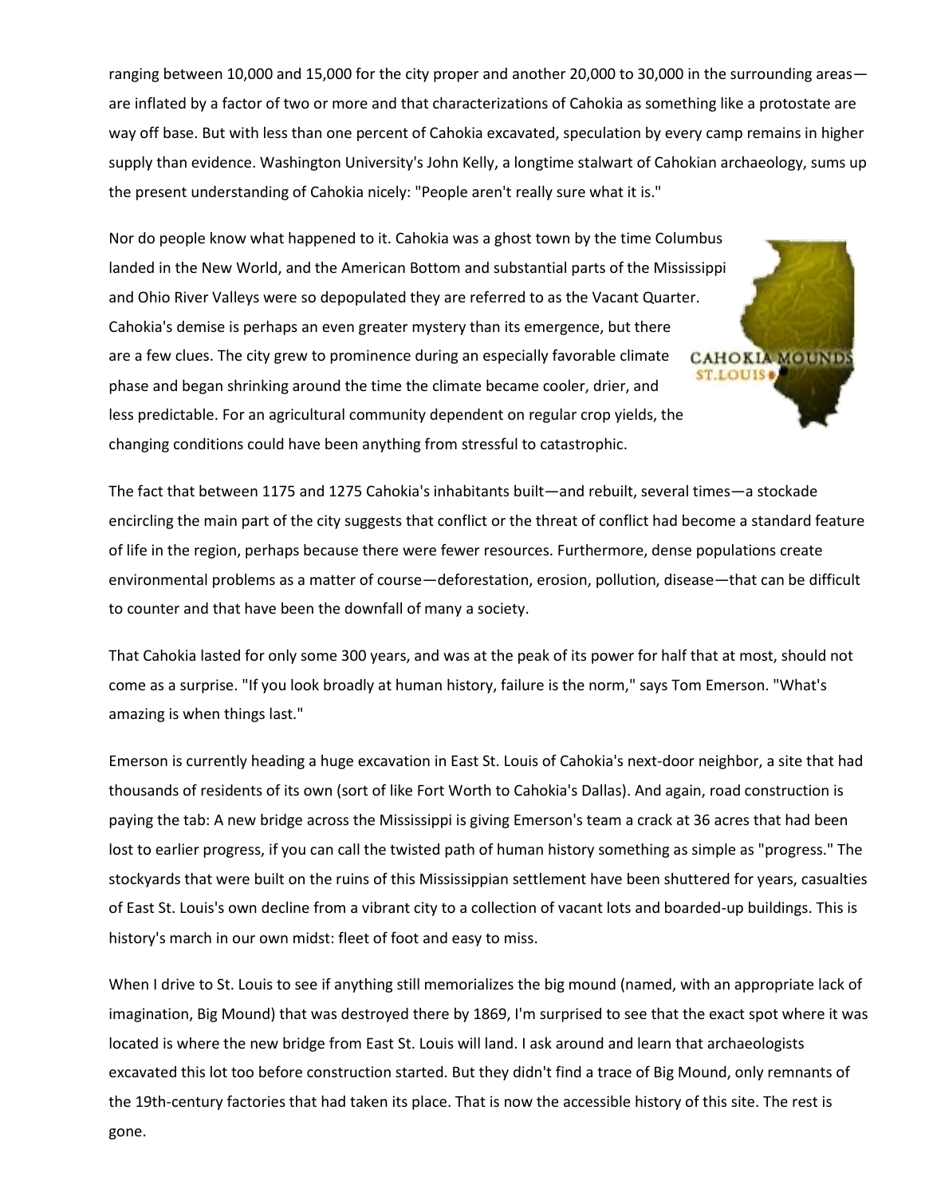ranging between 10,000 and 15,000 for the city proper and another 20,000 to 30,000 in the surrounding areas—are inflated by a factor of two or more and that characterizations of Cahokia as something like a protostate are way off base. But with less than one percent of Cahokia excavated, speculation by every camp remains in higher supply than evidence. Washington University's John Kelly, a longtime stalwart of Cahokian archaeology, sums up the present understanding of Cahokia nicely: "People aren't really sure what it is."

Nor do people know what happened to it. Cahokia was a ghost town by the time Columbus landed in the New World, and the American Bottom and substantial parts of the Mississippi and Ohio River Valleys were so depopulated they are referred to as the Vacant Quarter. Cahokia's demise is perhaps an even greater mystery than its emergence, but there are a few clues. The city grew to prominence during an especially favorable climate phase and began shrinking around the time the climate became cooler, drier, and less predictable. For an agricultural community dependent on regular crop yields, the changing conditions could have been anything from stressful to catastrophic.

CAHOKIA MOUNDS
ST.LOUIS

The fact that between 1175 and 1275 Cahokia's inhabitants built—and rebuilt, several times—a stockade encircling the main part of the city suggests that conflict or the threat of conflict had become a standard feature of life in the region, perhaps because there were fewer resources. Furthermore, dense populations create environmental problems as a matter of course—deforestation, erosion, pollution, disease—that can be difficult to counter and that have been the downfall of many a society.

That Cahokia lasted for only some 300 years, and was at the peak of its power for half that at most, should not come as a surprise. "If you look broadly at human history, failure is the norm," says Tom Emerson. "What's amazing is when things last."

Emerson is currently heading a huge excavation in East St. Louis of Cahokia's next-door neighbor, a site that had thousands of residents of its own (sort of like Fort Worth to Cahokia's Dallas). And again, road construction is paying the tab: A new bridge across the Mississippi is giving Emerson's team a crack at 36 acres that had been lost to earlier progress, if you can call the twisted path of human history something as simple as "progress." The stockyards that were built on the ruins of this Mississippian settlement have been shuttered for years, casualties of East St. Louis's own decline from a vibrant city to a collection of vacant lots and boarded-up buildings. This is history's march in our own midst: fleet of foot and easy to miss.

When I drive to St. Louis to see if anything still memorializes the big mound (named, with an appropriate lack of imagination, Big Mound) that was destroyed there by 1869, I'm surprised to see that the exact spot where it was located is where the new bridge from East St. Louis will land. I ask around and learn that archaeologists excavated this lot too before construction started. But they didn't find a trace of Big Mound, only remnants of the 19th-century factories that had taken its place. That is now the accessible history of this site. The rest is gone.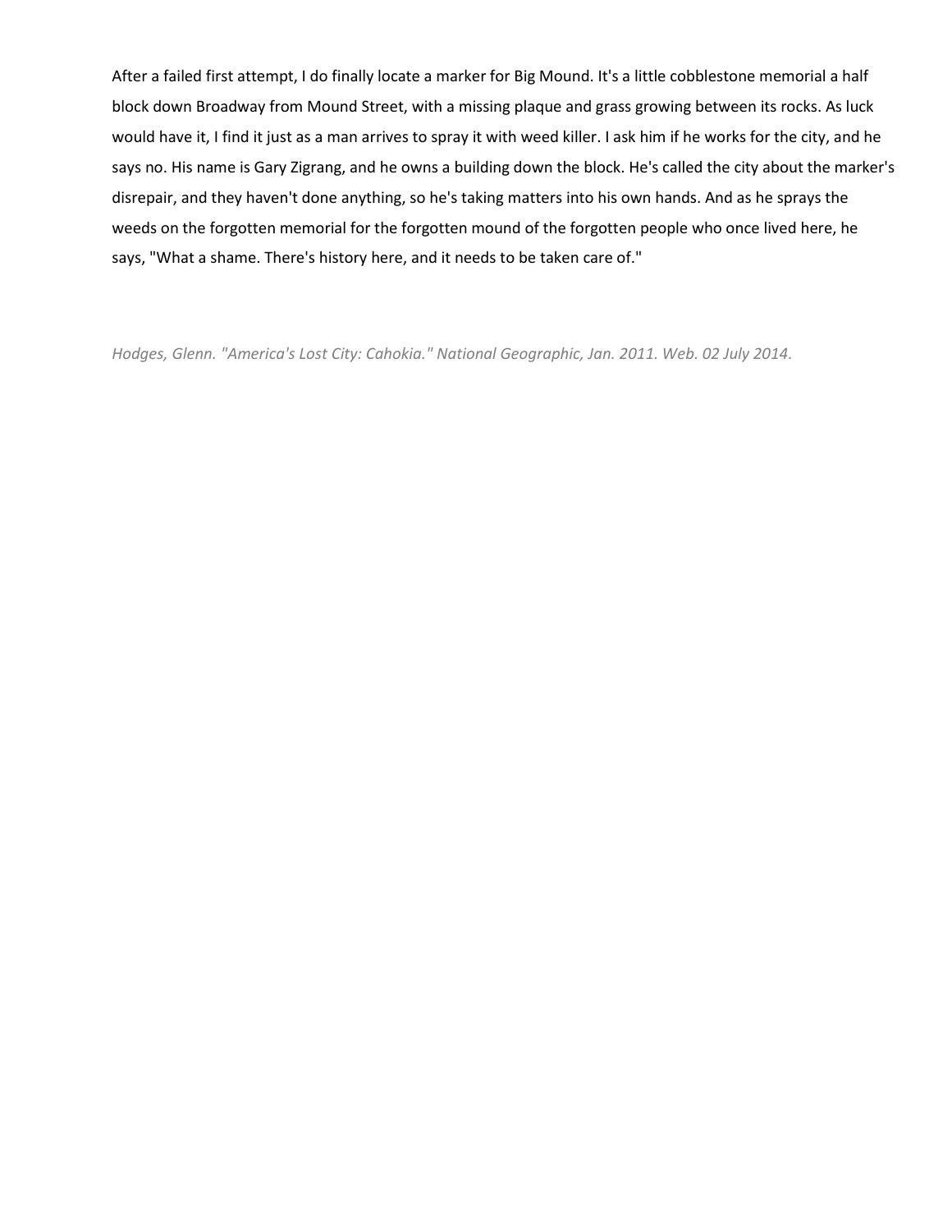After a failed first attempt, I do finally locate a marker for Big Mound. It's a little cobblestone memorial a half block down Broadway from Mound Street, with a missing plaque and grass growing between its rocks. As luck would have it, I find it just as a man arrives to spray it with weed killer. I ask him if he works for the city, and he says no. His name is Gary Zigrang, and he owns a building down the block. He's called the city about the marker's disrepair, and they haven't done anything, so he's taking matters into his own hands. And as he sprays the weeds on the forgotten memorial for the forgotten mound of the forgotten people who once lived here, he says, "What a shame. There's history here, and it needs to be taken care of."

*Hodges, Glenn. "America's Lost City: Cahokia." National Geographic, Jan. 2011. Web. 02 July 2014.*